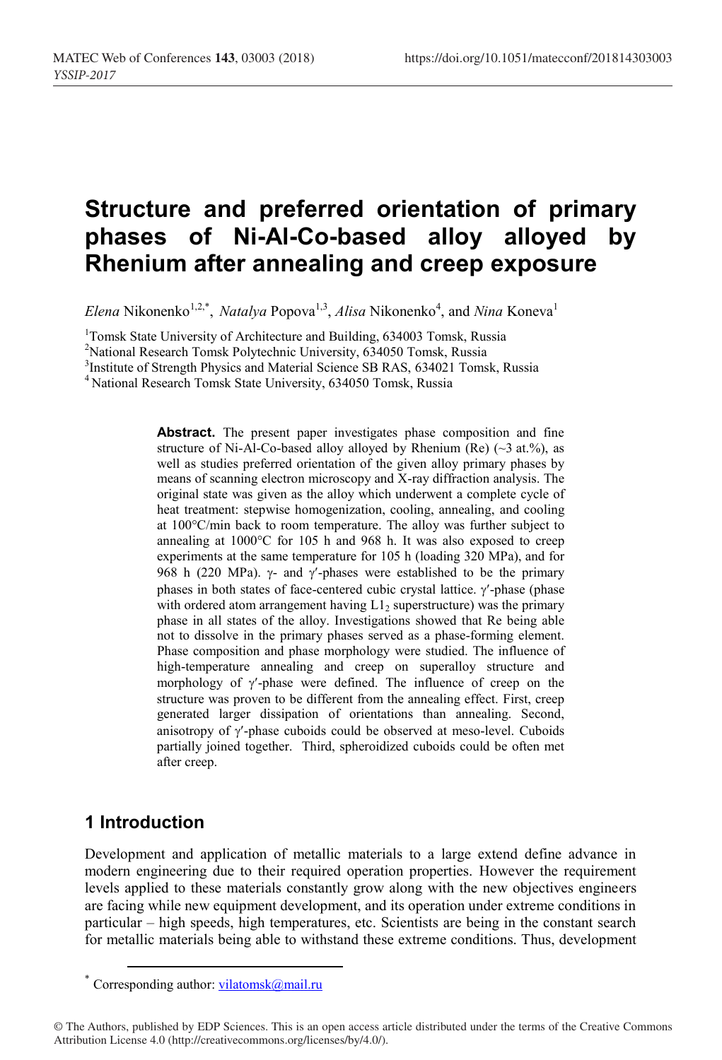# Structure and preferred orientation of primary phases of Ni-Al-Co-based alloy alloyed by Rhenium after annealing and creep exposure

*Elena* Nikonenko[1,2,*], *Natalya* Popova[1,3], *Alisa* Nikonenko[4], and *Nina* Koneva[1]

[1]Tomsk State University of Architecture and Building, 634003 Tomsk, Russia

[2]National Research Tomsk Polytechnic University, 634050 Tomsk, Russia

[3]Institute of Strength Physics and Material Science SB RAS, 634021 Tomsk, Russia

[4]National Research Tomsk State University, 634050 Tomsk, Russia

**Abstract.** The present paper investigates phase composition and fine structure of Ni-Al-Co-based alloy alloyed by Rhenium (Re) (~3 at.%), as well as studies preferred orientation of the given alloy primary phases by means of scanning electron microscopy and X-ray diffraction analysis. The original state was given as the alloy which underwent a complete cycle of heat treatment: stepwise homogenization, cooling, annealing, and cooling at 100°C/min back to room temperature. The alloy was further subject to annealing at 1000°C for 105 h and 968 h. It was also exposed to creep experiments at the same temperature for 105 h (loading 320 MPa), and for 968 h (220 MPa). γ- and γ′-phases were established to be the primary phases in both states of face-centered cubic crystal lattice. γ′-phase (phase with ordered atom arrangement having $L1_2$ superstructure) was the primary phase in all states of the alloy. Investigations showed that Re being able not to dissolve in the primary phases served as a phase-forming element. Phase composition and phase morphology were studied. The influence of high-temperature annealing and creep on superalloy structure and morphology of γ′-phase were defined. The influence of creep on the structure was proven to be different from the annealing effect. First, creep generated larger dissipation of orientations than annealing. Second, anisotropy of γ′-phase cuboids could be observed at meso-level. Cuboids partially joined together. Third, spheroidized cuboids could be often met after creep.

## 1 Introduction

Development and application of metallic materials to a large extend define advance in modern engineering due to their required operation properties. However the requirement levels applied to these materials constantly grow along with the new objectives engineers are facing while new equipment development, and its operation under extreme conditions in particular – high speeds, high temperatures, etc. Scientists are being in the constant search for metallic materials being able to withstand these extreme conditions. Thus, development

* Corresponding author: vilatomsk@mail.ru

© The Authors, published by EDP Sciences. This is an open access article distributed under the terms of the Creative Commons Attribution License 4.0 (http://creativecommons.org/licenses/by/4.0/).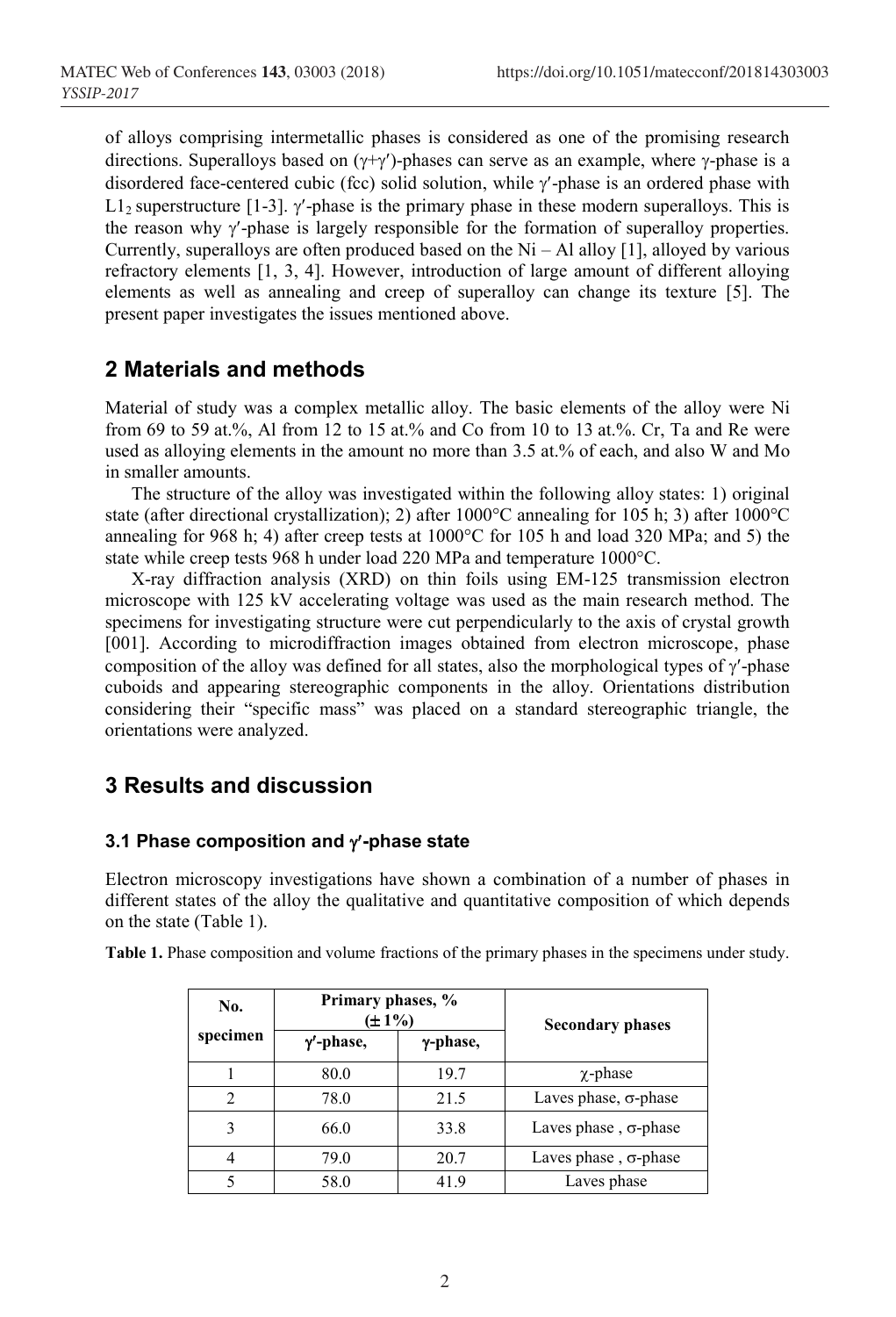of alloys comprising intermetallic phases is considered as one of the promising research directions. Superalloys based on ($\gamma+\gamma'$)-phases can serve as an example, where $\gamma$-phase is a disordered face-centered cubic (fcc) solid solution, while $\gamma'$-phase is an ordered phase with $L1_2$ superstructure [1-3]. $\gamma'$-phase is the primary phase in these modern superalloys. This is the reason why $\gamma'$-phase is largely responsible for the formation of superalloy properties. Currently, superalloys are often produced based on the Ni – Al alloy [1], alloyed by various refractory elements [1, 3, 4]. However, introduction of large amount of different alloying elements as well as annealing and creep of superalloy can change its texture [5]. The present paper investigates the issues mentioned above.

## 2 Materials and methods

Material of study was a complex metallic alloy. The basic elements of the alloy were Ni from 69 to 59 at.%, Al from 12 to 15 at.% and Co from 10 to 13 at.%. Cr, Ta and Re were used as alloying elements in the amount no more than 3.5 at.% of each, and also W and Mo in smaller amounts.

The structure of the alloy was investigated within the following alloy states: 1) original state (after directional crystallization); 2) after 1000°C annealing for 105 h; 3) after 1000°C annealing for 968 h; 4) after creep tests at 1000°C for 105 h and load 320 MPa; and 5) the state while creep tests 968 h under load 220 MPa and temperature 1000°C.

X-ray diffraction analysis (XRD) on thin foils using EM-125 transmission electron microscope with 125 kV accelerating voltage was used as the main research method. The specimens for investigating structure were cut perpendicularly to the axis of crystal growth [001]. According to microdiffraction images obtained from electron microscope, phase composition of the alloy was defined for all states, also the morphological types of $\gamma'$-phase cuboids and appearing stereographic components in the alloy. Orientations distribution considering their "specific mass" was placed on a standard stereographic triangle, the orientations were analyzed.

## 3 Results and discussion

### 3.1 Phase composition and $\gamma'$-phase state

Electron microscopy investigations have shown a combination of a number of phases in different states of the alloy the qualitative and quantitative composition of which depends on the state (Table 1).

**Table 1.** Phase composition and volume fractions of the primary phases in the specimens under study.

| No. specimen | Primary phases, % ($\pm$1%) | | Secondary phases |
|---|---|---|---|
| | $\gamma'$-phase, | $\gamma$-phase, | |
| 1 | 80.0 | 19.7 | $\chi$-phase |
| 2 | 78.0 | 21.5 | Laves phase, $\sigma$-phase |
| 3 | 66.0 | 33.8 | Laves phase , $\sigma$-phase |
| 4 | 79.0 | 20.7 | Laves phase , $\sigma$-phase |
| 5 | 58.0 | 41.9 | Laves phase |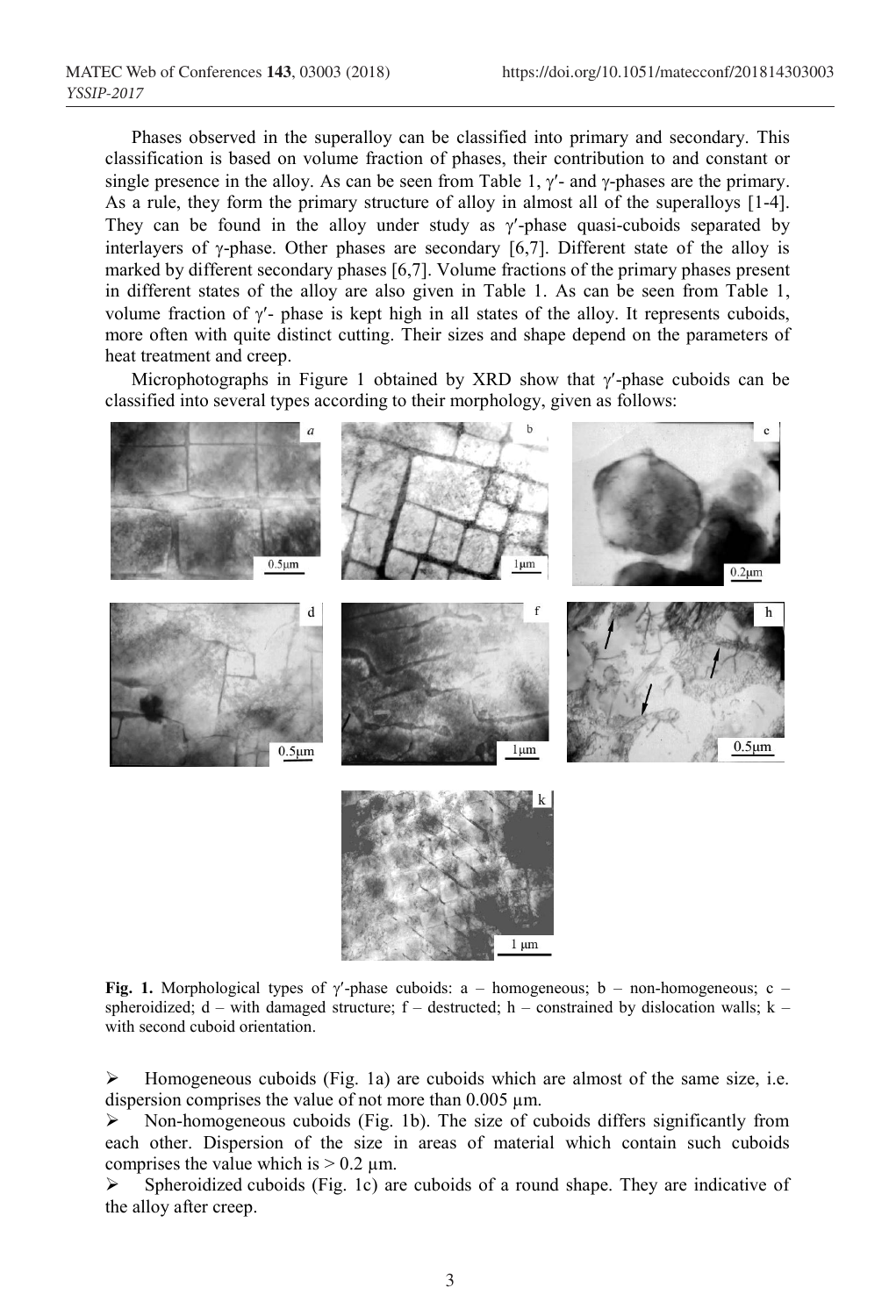Phases observed in the superalloy can be classified into primary and secondary. This classification is based on volume fraction of phases, their contribution to and constant or single presence in the alloy. As can be seen from Table 1, $\gamma'$- and $\gamma$-phases are the primary. As a rule, they form the primary structure of alloy in almost all of the superalloys [1-4]. They can be found in the alloy under study as $\gamma'$-phase quasi-cuboids separated by interlayers of $\gamma$-phase. Other phases are secondary [6,7]. Different state of the alloy is marked by different secondary phases [6,7]. Volume fractions of the primary phases present in different states of the alloy are also given in Table 1. As can be seen from Table 1, volume fraction of $\gamma'$- phase is kept high in all states of the alloy. It represents cuboids, more often with quite distinct cutting. Their sizes and shape depend on the parameters of heat treatment and creep.

Microphotographs in Figure 1 obtained by XRD show that $\gamma'$-phase cuboids can be classified into several types according to their morphology, given as follows:

**Fig. 1.** Morphological types of $\gamma'$-phase cuboids: a – homogeneous; b – non-homogeneous; c – spheroidized; d – with damaged structure; f – destructed; h – constrained by dislocation walls; k – with second cuboid orientation.

- Homogeneous cuboids (Fig. 1a) are cuboids which are almost of the same size, i.e. dispersion comprises the value of not more than 0.005 μm.
- Non-homogeneous cuboids (Fig. 1b). The size of cuboids differs significantly from each other. Dispersion of the size in areas of material which contain such cuboids comprises the value which is > 0.2 μm.
- Spheroidized cuboids (Fig. 1c) are cuboids of a round shape. They are indicative of the alloy after creep.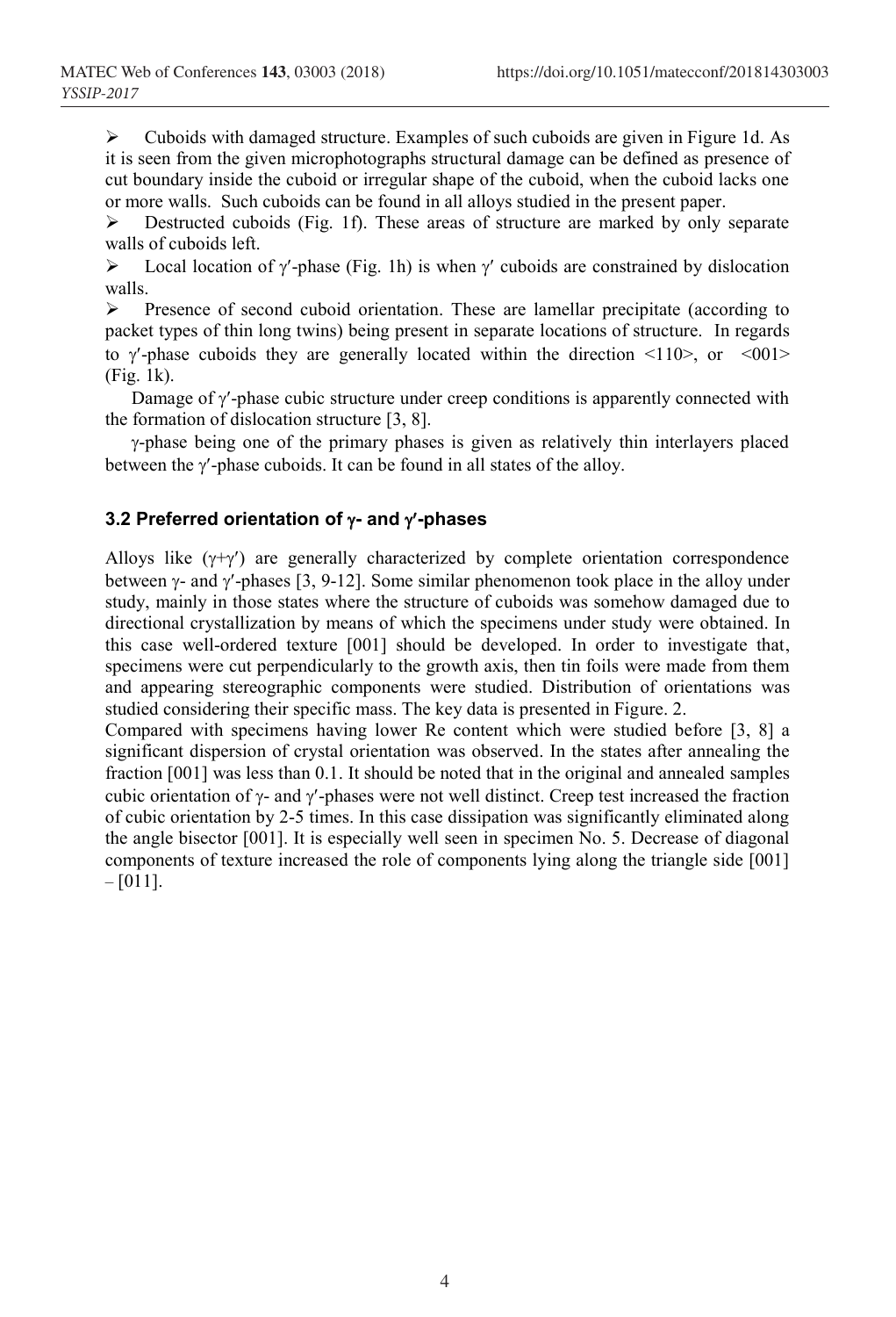- Cuboids with damaged structure. Examples of such cuboids are given in Figure 1d. As it is seen from the given microphotographs structural damage can be defined as presence of cut boundary inside the cuboid or irregular shape of the cuboid, when the cuboid lacks one or more walls. Such cuboids can be found in all alloys studied in the present paper.
- Destructed cuboids (Fig. 1f). These areas of structure are marked by only separate walls of cuboids left.
- Local location of γ′-phase (Fig. 1h) is when γ′ cuboids are constrained by dislocation walls.
- Presence of second cuboid orientation. These are lamellar precipitate (according to packet types of thin long twins) being present in separate locations of structure. In regards to γ′-phase cuboids they are generally located within the direction <110>, or <001> (Fig. 1k).

Damage of γ′-phase cubic structure under creep conditions is apparently connected with the formation of dislocation structure [3, 8].

γ-phase being one of the primary phases is given as relatively thin interlayers placed between the γ′-phase cuboids. It can be found in all states of the alloy.

### 3.2 Preferred orientation of γ- and γ′-phases

Alloys like (γ+γ′) are generally characterized by complete orientation correspondence between γ- and γ′-phases [3, 9-12]. Some similar phenomenon took place in the alloy under study, mainly in those states where the structure of cuboids was somehow damaged due to directional crystallization by means of which the specimens under study were obtained. In this case well-ordered texture [001] should be developed. In order to investigate that, specimens were cut perpendicularly to the growth axis, then tin foils were made from them and appearing stereographic components were studied. Distribution of orientations was studied considering their specific mass. The key data is presented in Figure. 2.

Compared with specimens having lower Re content which were studied before [3, 8] a significant dispersion of crystal orientation was observed. In the states after annealing the fraction [001] was less than 0.1. It should be noted that in the original and annealed samples cubic orientation of γ- and γ′-phases were not well distinct. Creep test increased the fraction of cubic orientation by 2-5 times. In this case dissipation was significantly eliminated along the angle bisector [001]. It is especially well seen in specimen No. 5. Decrease of diagonal components of texture increased the role of components lying along the triangle side [001] – [011].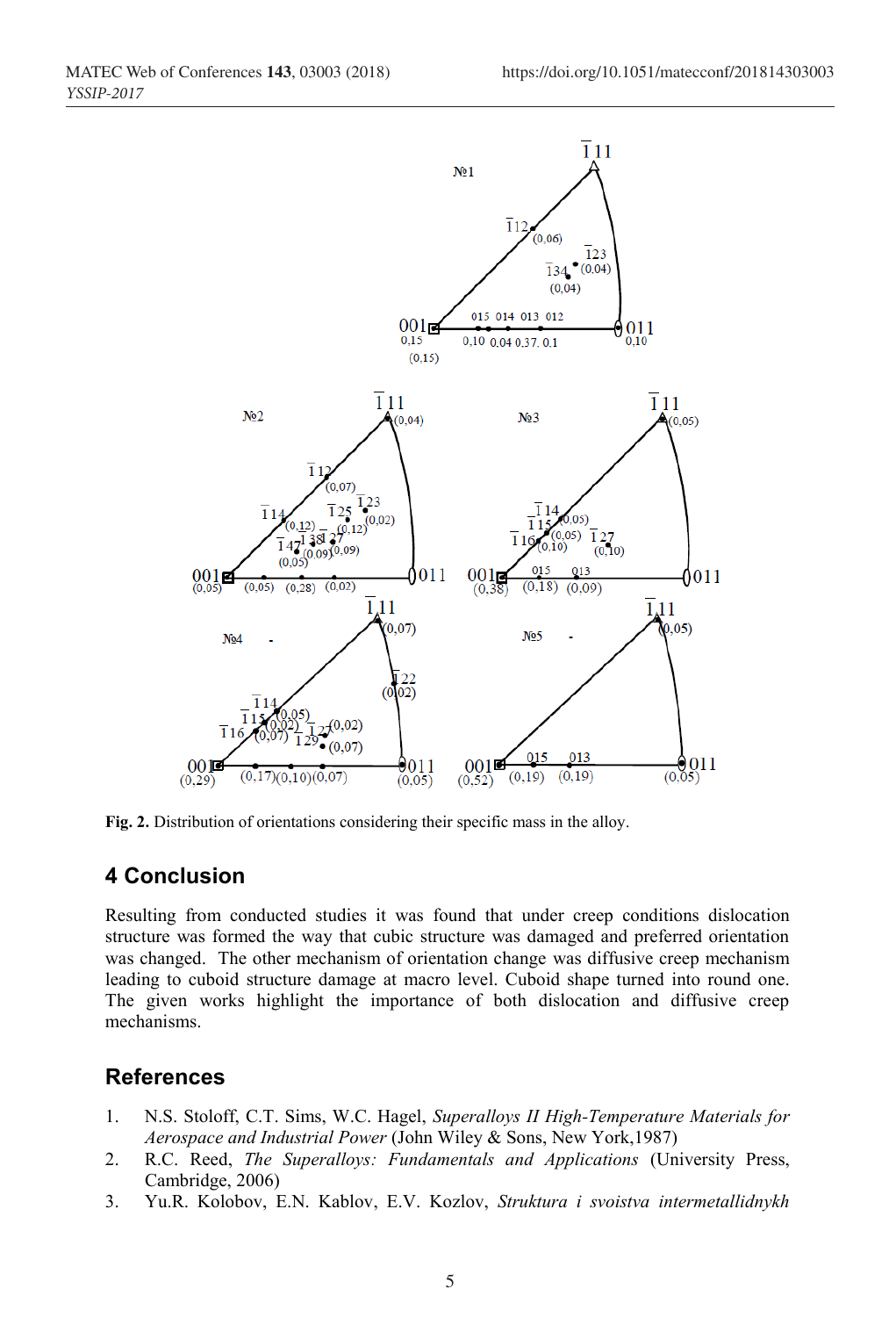**Fig. 2.** Distribution of orientations considering their specific mass in the alloy.

## 4 Conclusion

Resulting from conducted studies it was found that under creep conditions dislocation structure was formed the way that cubic structure was damaged and preferred orientation was changed. The other mechanism of orientation change was diffusive creep mechanism leading to cuboid structure damage at macro level. Cuboid shape turned into round one. The given works highlight the importance of both dislocation and diffusive creep mechanisms.

## References

1. N.S. Stoloff, C.T. Sims, W.C. Hagel, *Superalloys II High-Temperature Materials for Aerospace and Industrial Power* (John Wiley & Sons, New York,1987)
2. R.C. Reed, *The Superalloys: Fundamentals and Applications* (University Press, Cambridge, 2006)
3. Yu.R. Kolobov, E.N. Kablov, E.V. Kozlov, *Struktura i svoistva intermetallidnykh*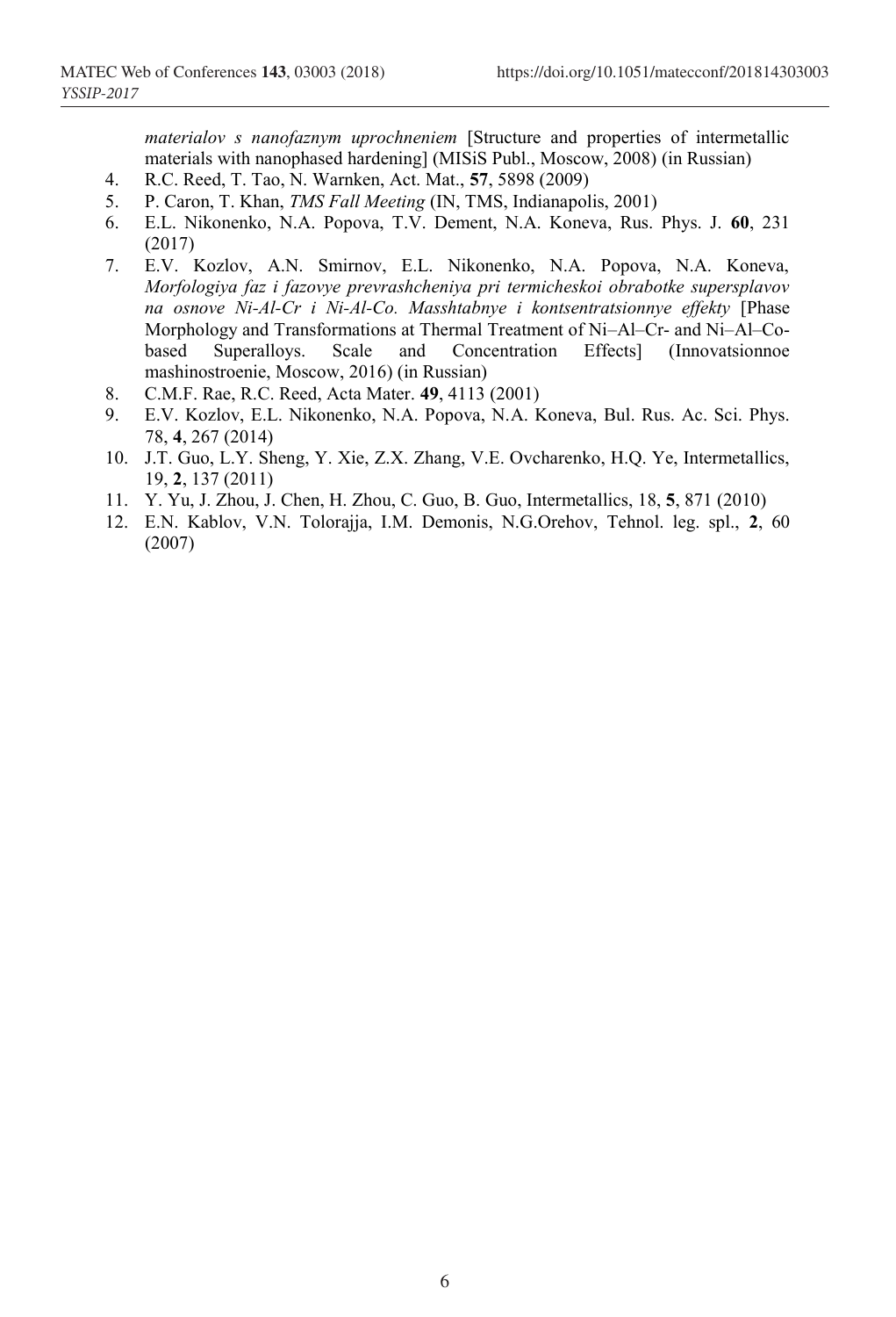*materialov s nanofaznym uprochneniem* [Structure and properties of intermetallic materials with nanophased hardening] (MISiS Publ., Moscow, 2008) (in Russian)

4. R.C. Reed, T. Tao, N. Warnken, Act. Mat., **57**, 5898 (2009)
5. P. Caron, T. Khan, *TMS Fall Meeting* (IN, TMS, Indianapolis, 2001)
6. E.L. Nikonenko, N.A. Popova, T.V. Dement, N.A. Koneva, Rus. Phys. J. **60**, 231 (2017)
7. E.V. Kozlov, A.N. Smirnov, E.L. Nikonenko, N.A. Popova, N.A. Koneva, *Morfologiya faz i fazovye prevrashcheniya pri termicheskoi obrabotke supersplavov na osnove Ni-Al-Cr i Ni-Al-Co. Masshtabnye i kontsentratsionnye effekty* [Phase Morphology and Transformations at Thermal Treatment of Ni–Al–Cr- and Ni–Al–Co-based Superalloys. Scale and Concentration Effects] (Innovatsionnoe mashinostroenie, Moscow, 2016) (in Russian)
8. C.M.F. Rae, R.C. Reed, Acta Mater. **49**, 4113 (2001)
9. E.V. Kozlov, E.L. Nikonenko, N.A. Popova, N.A. Koneva, Bul. Rus. Ac. Sci. Phys. 78, **4**, 267 (2014)
10. J.T. Guo, L.Y. Sheng, Y. Xie, Z.X. Zhang, V.E. Ovcharenko, H.Q. Ye, Intermetallics, 19, **2**, 137 (2011)
11. Y. Yu, J. Zhou, J. Chen, H. Zhou, C. Guo, B. Guo, Intermetallics, 18, **5**, 871 (2010)
12. E.N. Kablov, V.N. Tolorajja, I.M. Demonis, N.G.Orehov, Tehnol. leg. spl., **2**, 60 (2007)